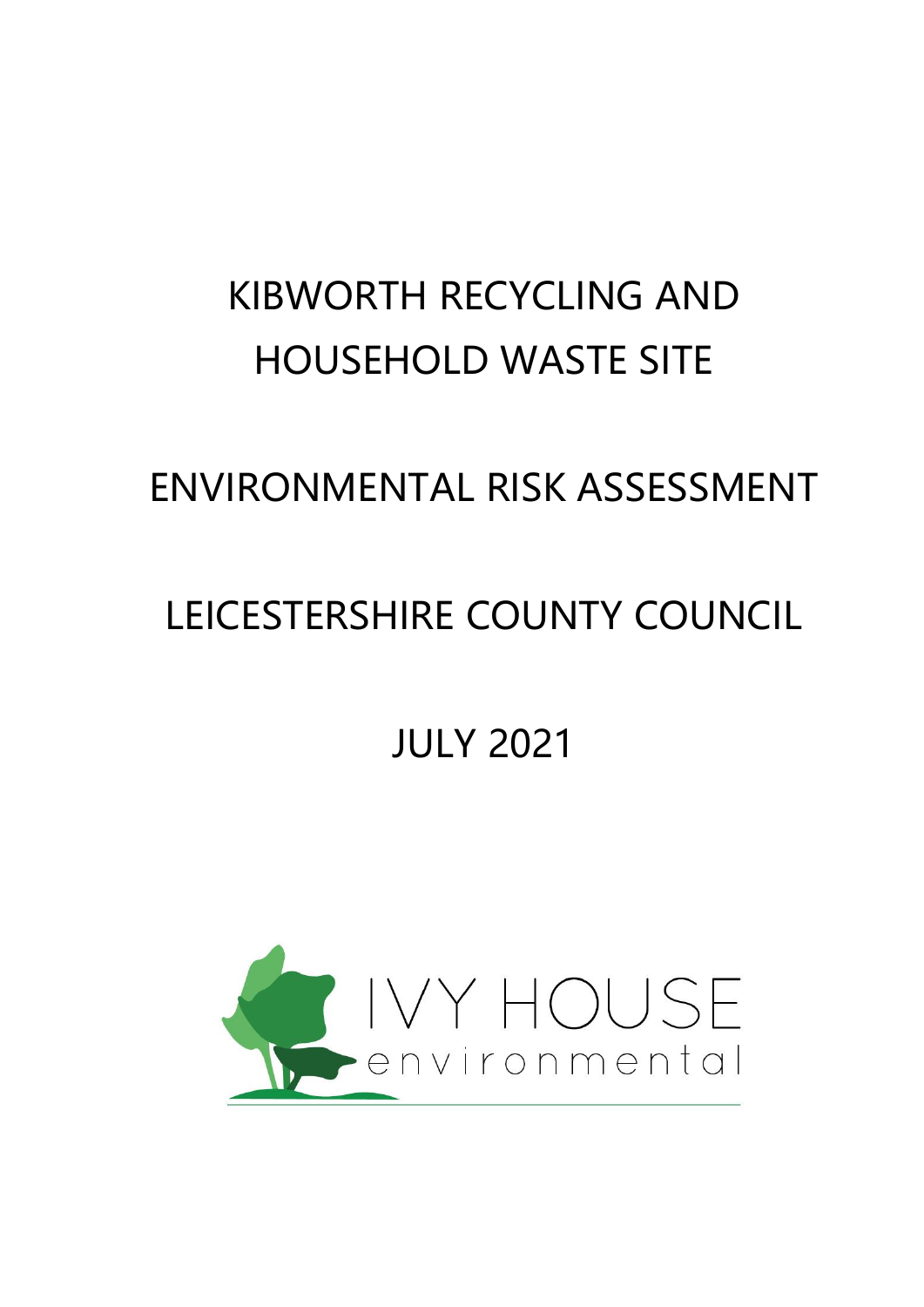# KIBWORTH RECYCLING AND HOUSEHOLD WASTE SITE

# ENVIRONMENTAL RISK ASSESSMENT

# LEICESTERSHIRE COUNTY COUNCIL

# JULY 2021

IVY HOUSE
environmental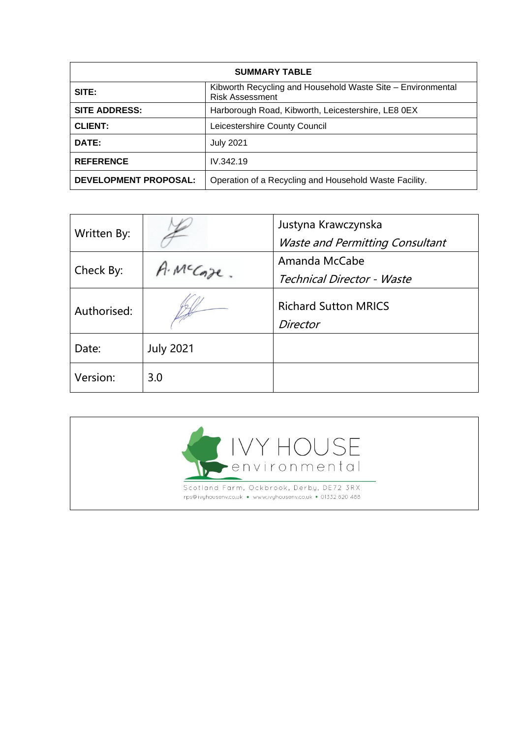| SUMMARY TABLE | |
|---|---|
| **SITE:** | Kibworth Recycling and Household Waste Site – Environmental Risk Assessment |
| **SITE ADDRESS:** | Harborough Road, Kibworth, Leicestershire, LE8 0EX |
| **CLIENT:** | Leicestershire County Council |
| **DATE:** | July 2021 |
| **REFERENCE** | IV.342.19 |
| **DEVELOPMENT PROPOSAL:** | Operation of a Recycling and Household Waste Facility. |

| | | |
|---|---|---|
| Written By: | | Justyna Krawczynska *Waste and Permitting Consultant* |
| Check By: | A. McCabe. | Amanda McCabe *Technical Director - Waste* |
| Authorised: | | Richard Sutton MRICS *Director* |
| Date: | July 2021 | |
| Version: | 3.0 | |

IVY HOUSE environmental

Scotland Farm, Ockbrook, Derby, DE72 3RX
rps@ivyhousenv.co.uk • www.ivyhousenv.co.uk • 01332 820 488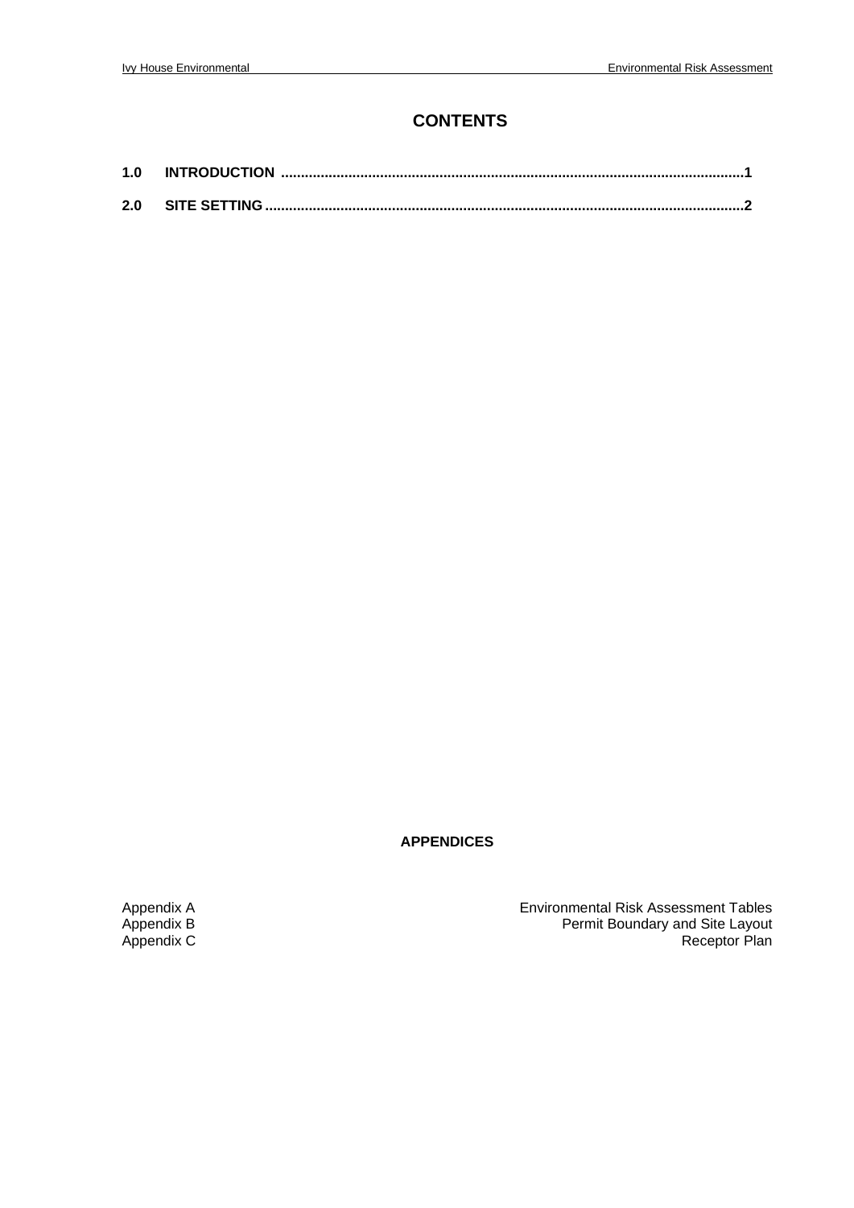# CONTENTS

| | | |
|---|---|---|
| **1.0** | **INTRODUCTION** | **1** |
| **2.0** | **SITE SETTING** | **2** |

**APPENDICES**

| | |
|---|---|
| Appendix A | Environmental Risk Assessment Tables |
| Appendix B | Permit Boundary and Site Layout |
| Appendix C | Receptor Plan |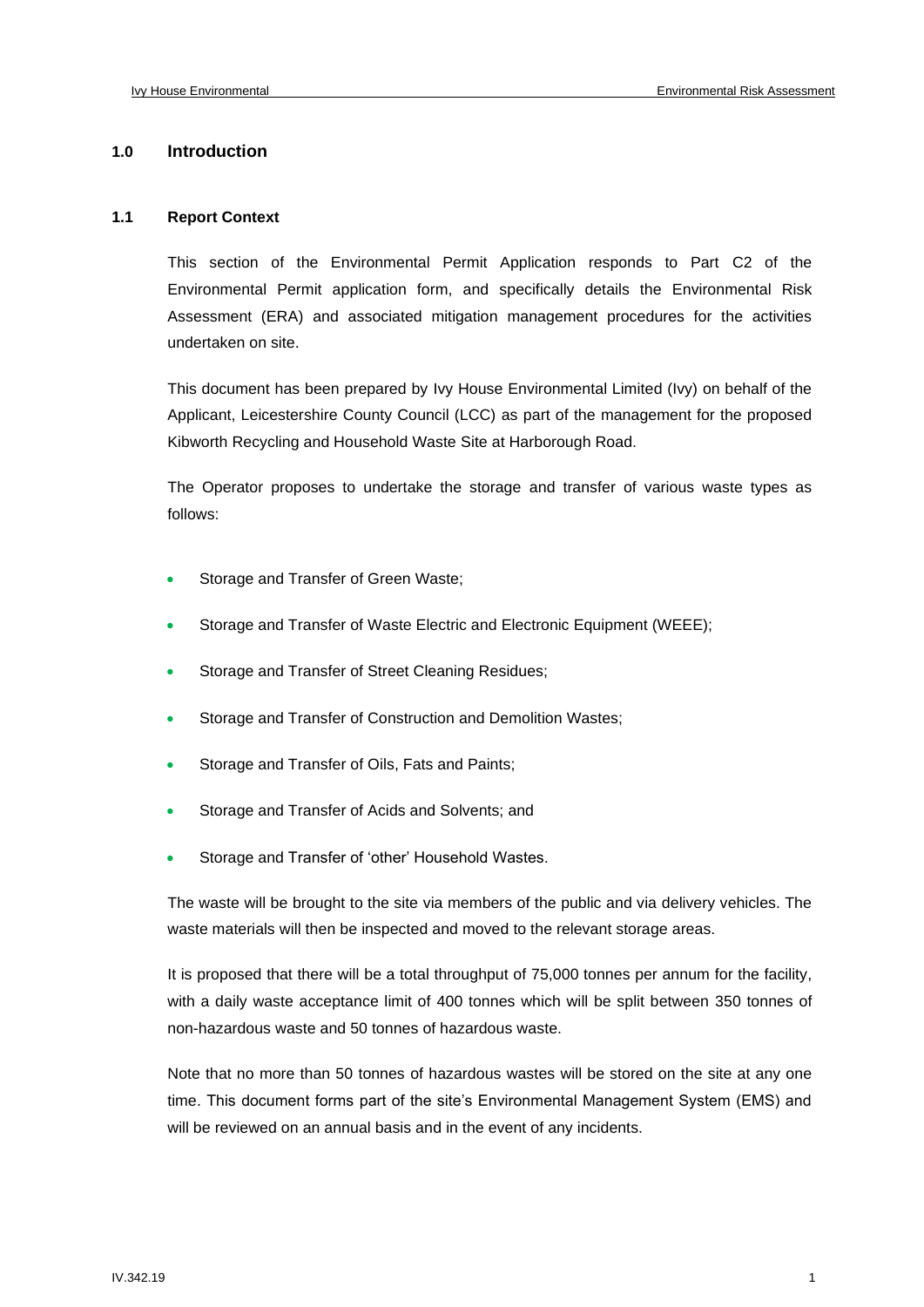## 1.0 Introduction

### 1.1 Report Context

This section of the Environmental Permit Application responds to Part C2 of the Environmental Permit application form, and specifically details the Environmental Risk Assessment (ERA) and associated mitigation management procedures for the activities undertaken on site.

This document has been prepared by Ivy House Environmental Limited (Ivy) on behalf of the Applicant, Leicestershire County Council (LCC) as part of the management for the proposed Kibworth Recycling and Household Waste Site at Harborough Road.

The Operator proposes to undertake the storage and transfer of various waste types as follows:

- Storage and Transfer of Green Waste;
- Storage and Transfer of Waste Electric and Electronic Equipment (WEEE);
- Storage and Transfer of Street Cleaning Residues;
- Storage and Transfer of Construction and Demolition Wastes;
- Storage and Transfer of Oils, Fats and Paints;
- Storage and Transfer of Acids and Solvents; and
- Storage and Transfer of 'other' Household Wastes.

The waste will be brought to the site via members of the public and via delivery vehicles. The waste materials will then be inspected and moved to the relevant storage areas.

It is proposed that there will be a total throughput of 75,000 tonnes per annum for the facility, with a daily waste acceptance limit of 400 tonnes which will be split between 350 tonnes of non-hazardous waste and 50 tonnes of hazardous waste.

Note that no more than 50 tonnes of hazardous wastes will be stored on the site at any one time. This document forms part of the site's Environmental Management System (EMS) and will be reviewed on an annual basis and in the event of any incidents.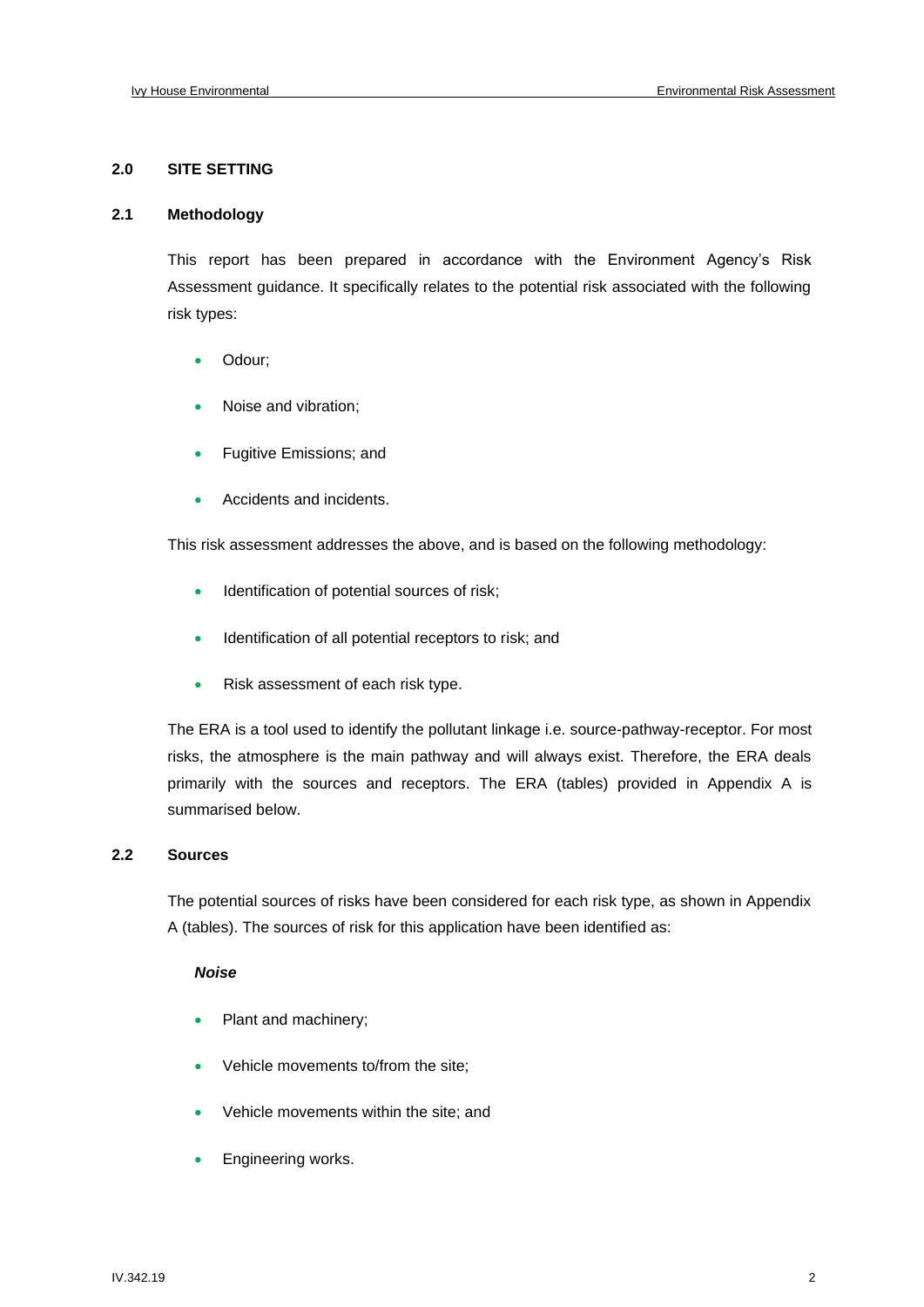## 2.0 SITE SETTING

### 2.1 Methodology

This report has been prepared in accordance with the Environment Agency's Risk Assessment guidance. It specifically relates to the potential risk associated with the following risk types:

- Odour;
- Noise and vibration;
- Fugitive Emissions; and
- Accidents and incidents.

This risk assessment addresses the above, and is based on the following methodology:

- Identification of potential sources of risk;
- Identification of all potential receptors to risk; and
- Risk assessment of each risk type.

The ERA is a tool used to identify the pollutant linkage i.e. source-pathway-receptor. For most risks, the atmosphere is the main pathway and will always exist. Therefore, the ERA deals primarily with the sources and receptors. The ERA (tables) provided in Appendix A is summarised below.

### 2.2 Sources

The potential sources of risks have been considered for each risk type, as shown in Appendix A (tables). The sources of risk for this application have been identified as:

***Noise***

- Plant and machinery;
- Vehicle movements to/from the site;
- Vehicle movements within the site; and
- Engineering works.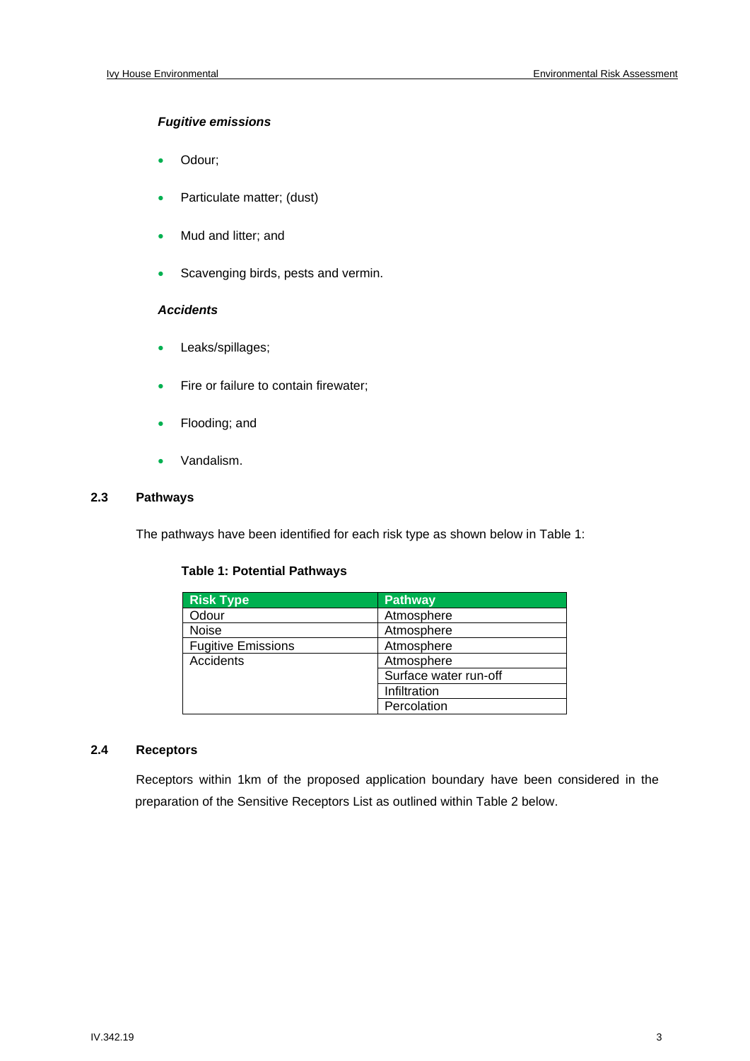***Fugitive emissions***

- Odour;
- Particulate matter; (dust)
- Mud and litter; and
- Scavenging birds, pests and vermin.

***Accidents***

- Leaks/spillages;
- Fire or failure to contain firewater;
- Flooding; and
- Vandalism.

## 2.3 Pathways

The pathways have been identified for each risk type as shown below in Table 1:

**Table 1: Potential Pathways**

| Risk Type | Pathway |
|---|---|
| Odour | Atmosphere |
| Noise | Atmosphere |
| Fugitive Emissions | Atmosphere |
| Accidents | Atmosphere |
| | Surface water run-off |
| | Infiltration |
| | Percolation |

## 2.4 Receptors

Receptors within 1km of the proposed application boundary have been considered in the preparation of the Sensitive Receptors List as outlined within Table 2 below.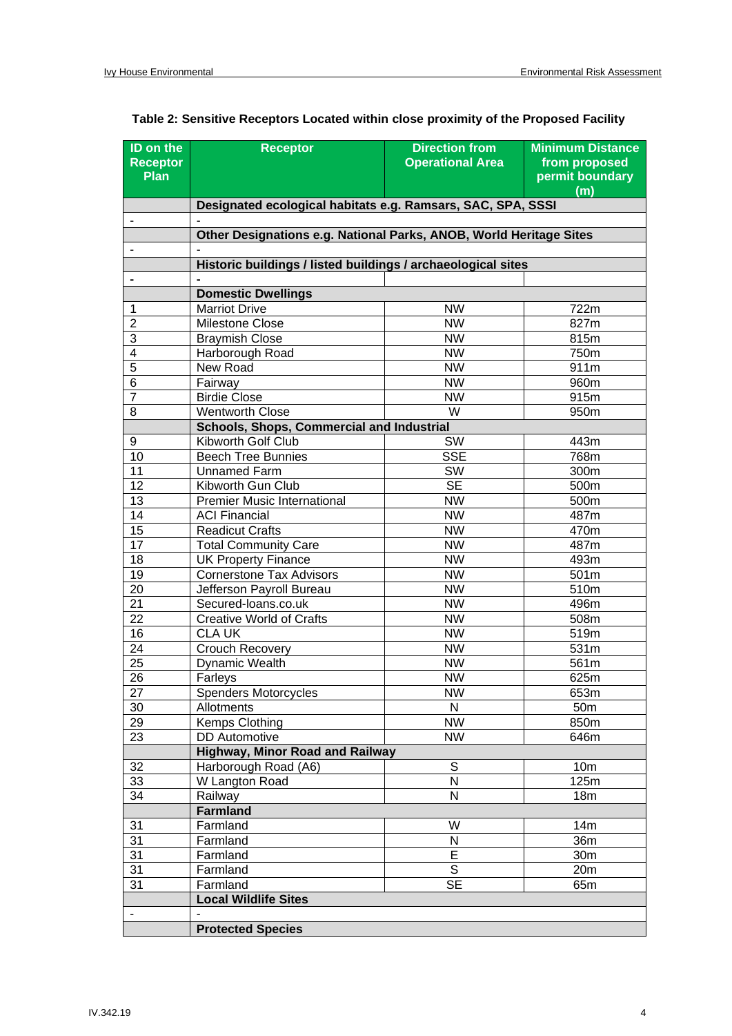**Table 2: Sensitive Receptors Located within close proximity of the Proposed Facility**

| ID on the Receptor Plan | Receptor | Direction from Operational Area | Minimum Distance from proposed permit boundary (m) |
|---|---|---|---|
| | **Designated ecological habitats e.g. Ramsars, SAC, SPA, SSSI** | | |
| - | - | | |
| | **Other Designations e.g. National Parks, ANOB, World Heritage Sites** | | |
| - | - | | |
| | **Historic buildings / listed buildings / archaeological sites** | | |
| - | - | | |
| | **Domestic Dwellings** | | |
| 1 | Marriot Drive | NW | 722m |
| 2 | Milestone Close | NW | 827m |
| 3 | Braymish Close | NW | 815m |
| 4 | Harborough Road | NW | 750m |
| 5 | New Road | NW | 911m |
| 6 | Fairway | NW | 960m |
| 7 | Birdie Close | NW | 915m |
| 8 | Wentworth Close | W | 950m |
| | **Schools, Shops, Commercial and Industrial** | | |
| 9 | Kibworth Golf Club | SW | 443m |
| 10 | Beech Tree Bunnies | SSE | 768m |
| 11 | Unnamed Farm | SW | 300m |
| 12 | Kibworth Gun Club | SE | 500m |
| 13 | Premier Music International | NW | 500m |
| 14 | ACI Financial | NW | 487m |
| 15 | Readicut Crafts | NW | 470m |
| 17 | Total Community Care | NW | 487m |
| 18 | UK Property Finance | NW | 493m |
| 19 | Cornerstone Tax Advisors | NW | 501m |
| 20 | Jefferson Payroll Bureau | NW | 510m |
| 21 | Secured-loans.co.uk | NW | 496m |
| 22 | Creative World of Crafts | NW | 508m |
| 16 | CLA UK | NW | 519m |
| 24 | Crouch Recovery | NW | 531m |
| 25 | Dynamic Wealth | NW | 561m |
| 26 | Farleys | NW | 625m |
| 27 | Spenders Motorcycles | NW | 653m |
| 30 | Allotments | N | 50m |
| 29 | Kemps Clothing | NW | 850m |
| 23 | DD Automotive | NW | 646m |
| | **Highway, Minor Road and Railway** | | |
| 32 | Harborough Road (A6) | S | 10m |
| 33 | W Langton Road | N | 125m |
| 34 | Railway | N | 18m |
| | **Farmland** | | |
| 31 | Farmland | W | 14m |
| 31 | Farmland | N | 36m |
| 31 | Farmland | E | 30m |
| 31 | Farmland | S | 20m |
| 31 | Farmland | SE | 65m |
| | **Local Wildlife Sites** | | |
| - | - | | |
| | **Protected Species** | | |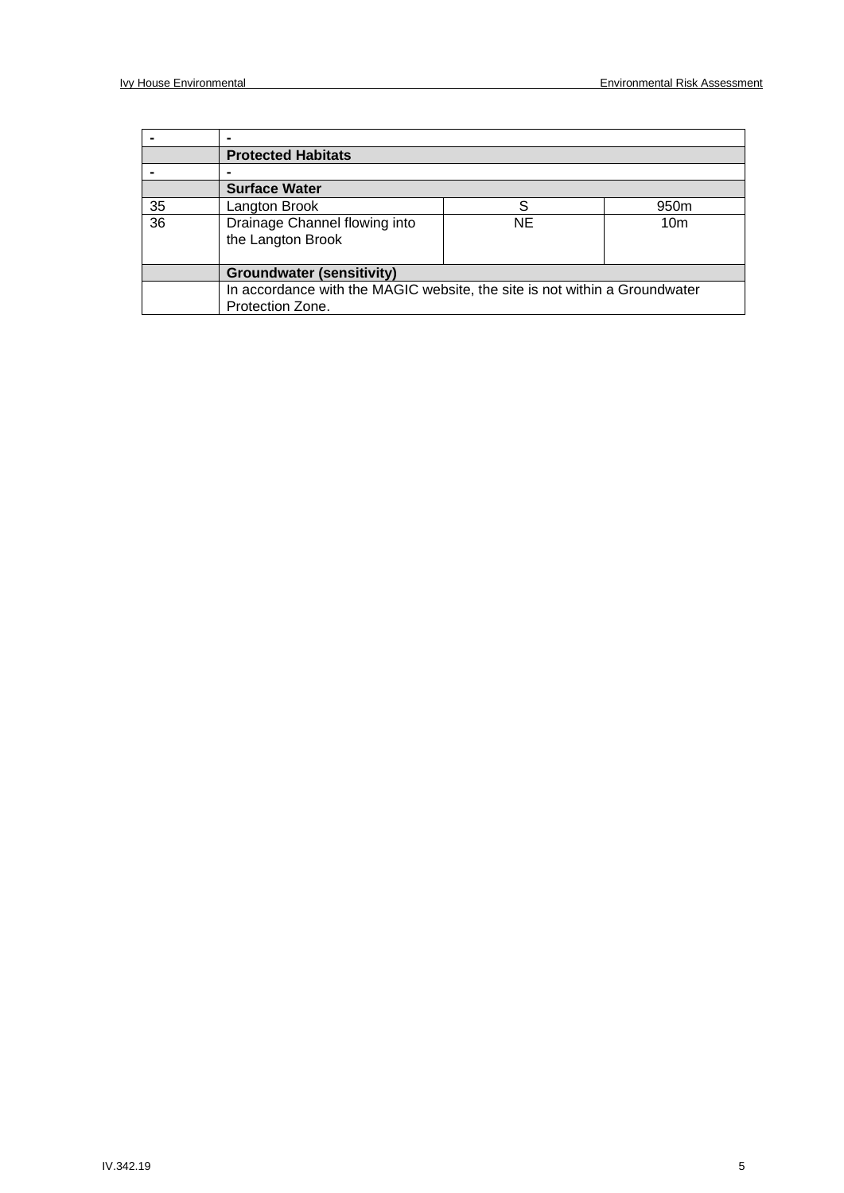| - | - | | |
|---|---|---|---|
| | **Protected Habitats** | | |
| - | - | | |
| | **Surface Water** | | |
| 35 | Langton Brook | S | 950m |
| 36 | Drainage Channel flowing into the Langton Brook | NE | 10m |
| | **Groundwater (sensitivity)** | | |
| | In accordance with the MAGIC website, the site is not within a Groundwater Protection Zone. | | |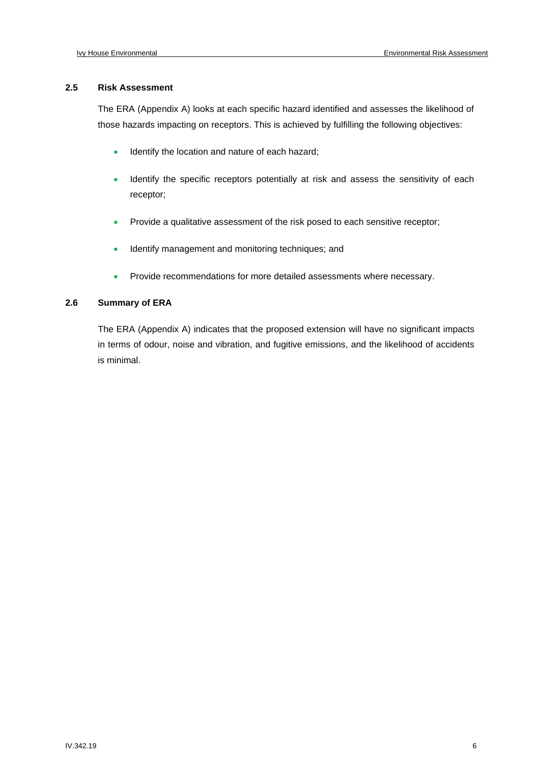## 2.5 Risk Assessment

The ERA (Appendix A) looks at each specific hazard identified and assesses the likelihood of those hazards impacting on receptors. This is achieved by fulfilling the following objectives:

- Identify the location and nature of each hazard;
- Identify the specific receptors potentially at risk and assess the sensitivity of each receptor;
- Provide a qualitative assessment of the risk posed to each sensitive receptor;
- Identify management and monitoring techniques; and
- Provide recommendations for more detailed assessments where necessary.

## 2.6 Summary of ERA

The ERA (Appendix A) indicates that the proposed extension will have no significant impacts in terms of odour, noise and vibration, and fugitive emissions, and the likelihood of accidents is minimal.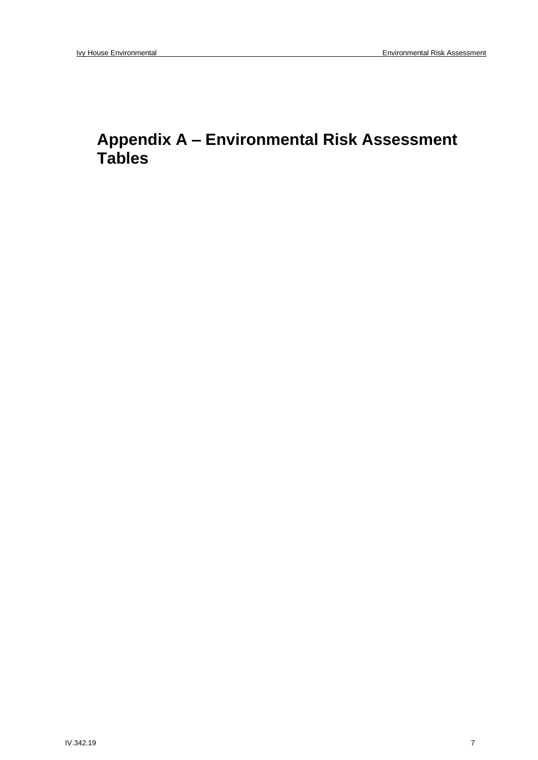# Appendix A – Environmental Risk Assessment Tables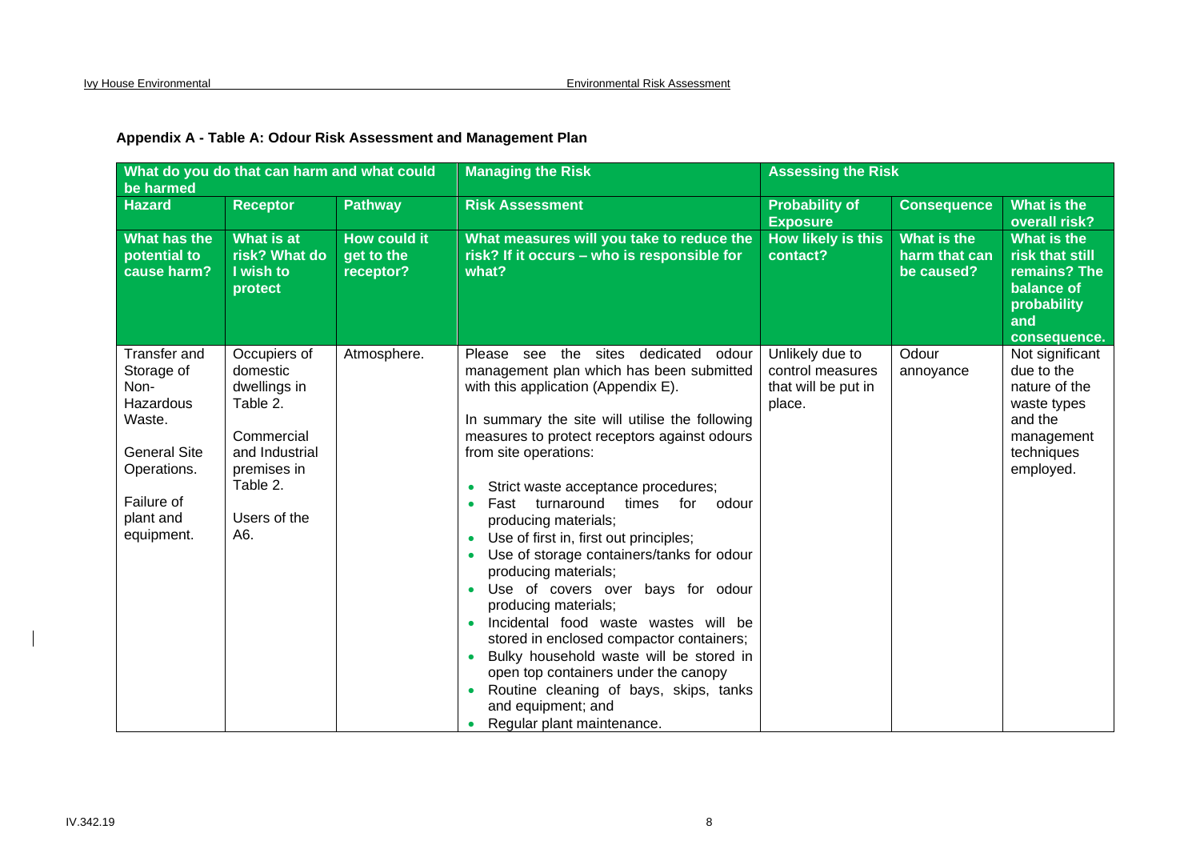**Appendix A - Table A: Odour Risk Assessment and Management Plan**

| What do you do that can harm and what could be harmed | | | Managing the Risk | Assessing the Risk | | |
|---|---|---|---|---|---|---|
| **Hazard** | **Receptor** | **Pathway** | **Risk Assessment** | **Probability of Exposure** | **Consequence** | **What is the overall risk?** |
| **What has the potential to cause harm?** | **What is at risk? What do I wish to protect** | **How could it get to the receptor?** | **What measures will you take to reduce the risk? If it occurs – who is responsible for what?** | **How likely is this contact?** | **What is the harm that can be caused?** | **What is the risk that still remains? The balance of probability and consequence.** |
| Transfer and Storage of Non-Hazardous Waste.<br><br>General Site Operations.<br><br>Failure of plant and equipment. | Occupiers of domestic dwellings in Table 2.<br><br>Commercial and Industrial premises in Table 2.<br><br>Users of the A6. | Atmosphere. | Please see the sites dedicated odour management plan which has been submitted with this application (Appendix E).<br><br>In summary the site will utilise the following measures to protect receptors against odours from site operations:<br><br>• Strict waste acceptance procedures;<br>• Fast turnaround times for odour producing materials;<br>• Use of first in, first out principles;<br>• Use of storage containers/tanks for odour producing materials;<br>• Use of covers over bays for odour producing materials;<br>• Incidental food waste wastes will be stored in enclosed compactor containers;<br>• Bulky household waste will be stored in open top containers under the canopy<br>• Routine cleaning of bays, skips, tanks and equipment; and<br>• Regular plant maintenance. | Unlikely due to control measures that will be put in place. | Odour annoyance | Not significant due to the nature of the waste types and the management techniques employed. |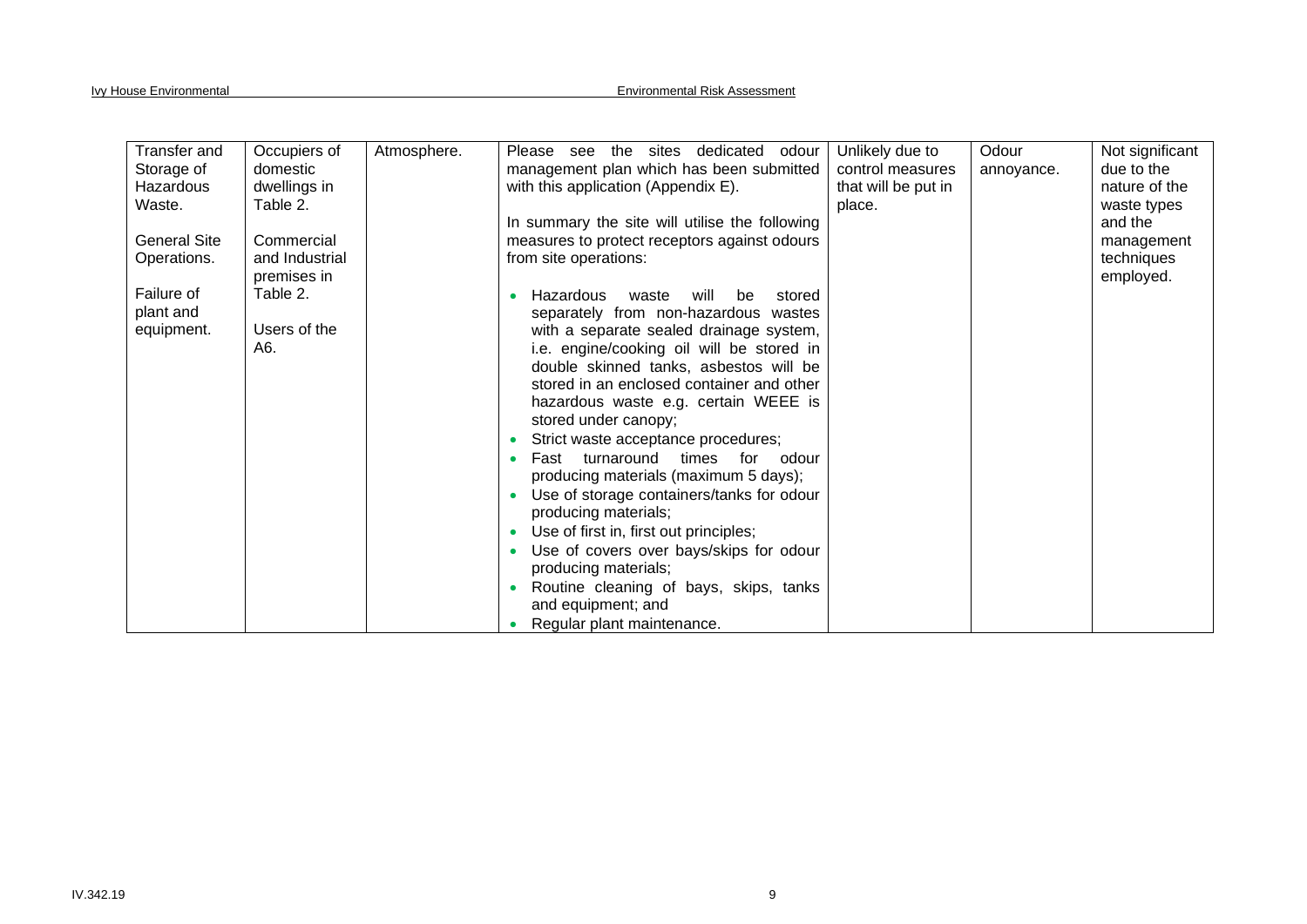| | | | | | | |
|---|---|---|---|---|---|---|
| Transfer and Storage of Hazardous Waste.<br><br>General Site Operations.<br><br>Failure of plant and equipment. | Occupiers of domestic dwellings in Table 2.<br><br>Commercial and Industrial premises in Table 2.<br><br>Users of the A6. | Atmosphere. | Please see the sites dedicated odour management plan which has been submitted with this application (Appendix E).<br><br>In summary the site will utilise the following measures to protect receptors against odours from site operations:<br><br>• Hazardous waste will be stored separately from non-hazardous wastes with a separate sealed drainage system, i.e. engine/cooking oil will be stored in double skinned tanks, asbestos will be stored in an enclosed container and other hazardous waste e.g. certain WEEE is stored under canopy;<br>• Strict waste acceptance procedures;<br>• Fast turnaround times for odour producing materials (maximum 5 days);<br>• Use of storage containers/tanks for odour producing materials;<br>• Use of first in, first out principles;<br>• Use of covers over bays/skips for odour producing materials;<br>• Routine cleaning of bays, skips, tanks and equipment; and<br>• Regular plant maintenance. | Unlikely due to control measures that will be put in place. | Odour annoyance. | Not significant due to the nature of the waste types and the management techniques employed. |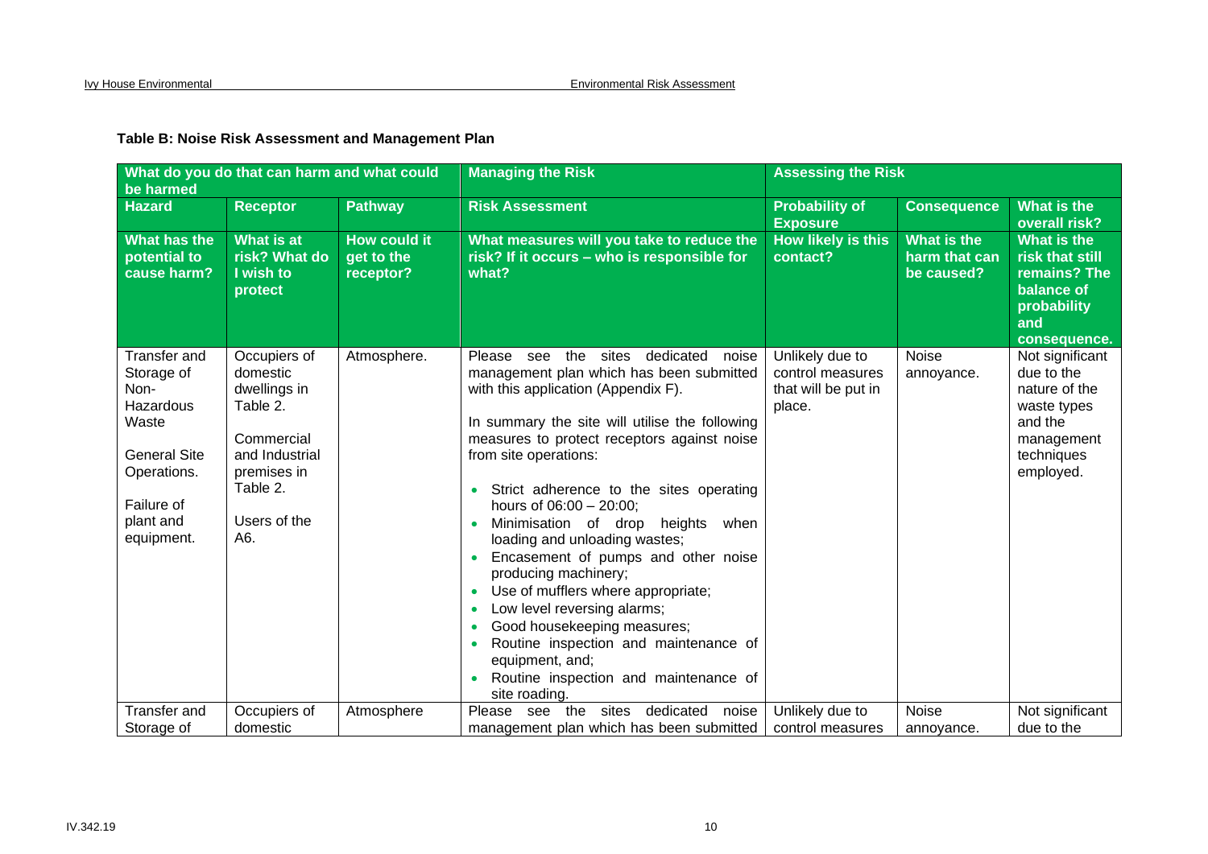**Table B: Noise Risk Assessment and Management Plan**

| What do you do that can harm and what could be harmed | | | Managing the Risk | Assessing the Risk | | |
|---|---|---|---|---|---|---|
| **Hazard** | **Receptor** | **Pathway** | **Risk Assessment** | **Probability of Exposure** | **Consequence** | **What is the overall risk?** |
| **What has the potential to cause harm?** | **What is at risk? What do I wish to protect** | **How could it get to the receptor?** | **What measures will you take to reduce the risk? If it occurs – who is responsible for what?** | **How likely is this contact?** | **What is the harm that can be caused?** | **What is the risk that still remains? The balance of probability and consequence.** |
| Transfer and Storage of Non-Hazardous Waste<br><br>General Site Operations.<br><br>Failure of plant and equipment. | Occupiers of domestic dwellings in Table 2.<br><br>Commercial and Industrial premises in Table 2.<br><br>Users of the A6. | Atmosphere. | Please see the sites dedicated noise management plan which has been submitted with this application (Appendix F).<br><br>In summary the site will utilise the following measures to protect receptors against noise from site operations:<br><br>• Strict adherence to the sites operating hours of 06:00 – 20:00;<br>• Minimisation of drop heights when loading and unloading wastes;<br>• Encasement of pumps and other noise producing machinery;<br>• Use of mufflers where appropriate;<br>• Low level reversing alarms;<br>• Good housekeeping measures;<br>• Routine inspection and maintenance of equipment, and;<br>• Routine inspection and maintenance of site roading. | Unlikely due to control measures that will be put in place. | Noise annoyance. | Not significant due to the nature of the waste types and the management techniques employed. |
| Transfer and Storage of | Occupiers of domestic | Atmosphere | Please see the sites dedicated noise management plan which has been submitted | Unlikely due to control measures | Noise annoyance. | Not significant due to the |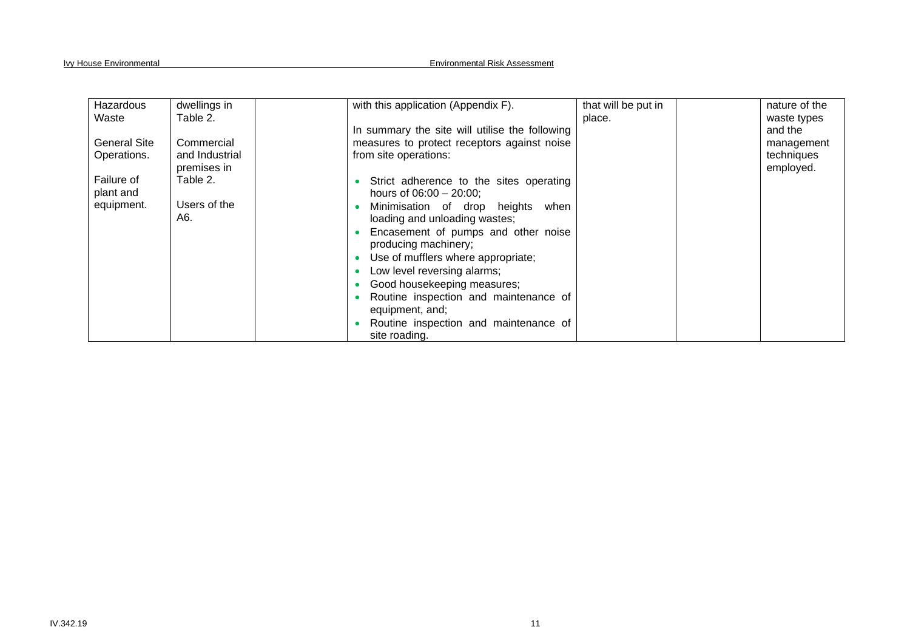| | | | | | | |
|---|---|---|---|---|---|---|
| Hazardous Waste<br><br>General Site Operations.<br><br>Failure of plant and equipment. | dwellings in Table 2.<br><br>Commercial and Industrial premises in Table 2.<br><br>Users of the A6. | | with this application (Appendix F).<br><br>In summary the site will utilise the following measures to protect receptors against noise from site operations:<br><br>• Strict adherence to the sites operating hours of 06:00 – 20:00;<br>• Minimisation of drop heights when loading and unloading wastes;<br>• Encasement of pumps and other noise producing machinery;<br>• Use of mufflers where appropriate;<br>• Low level reversing alarms;<br>• Good housekeeping measures;<br>• Routine inspection and maintenance of equipment, and;<br>• Routine inspection and maintenance of site roading. | that will be put in place. | | nature of the waste types and the management techniques employed. |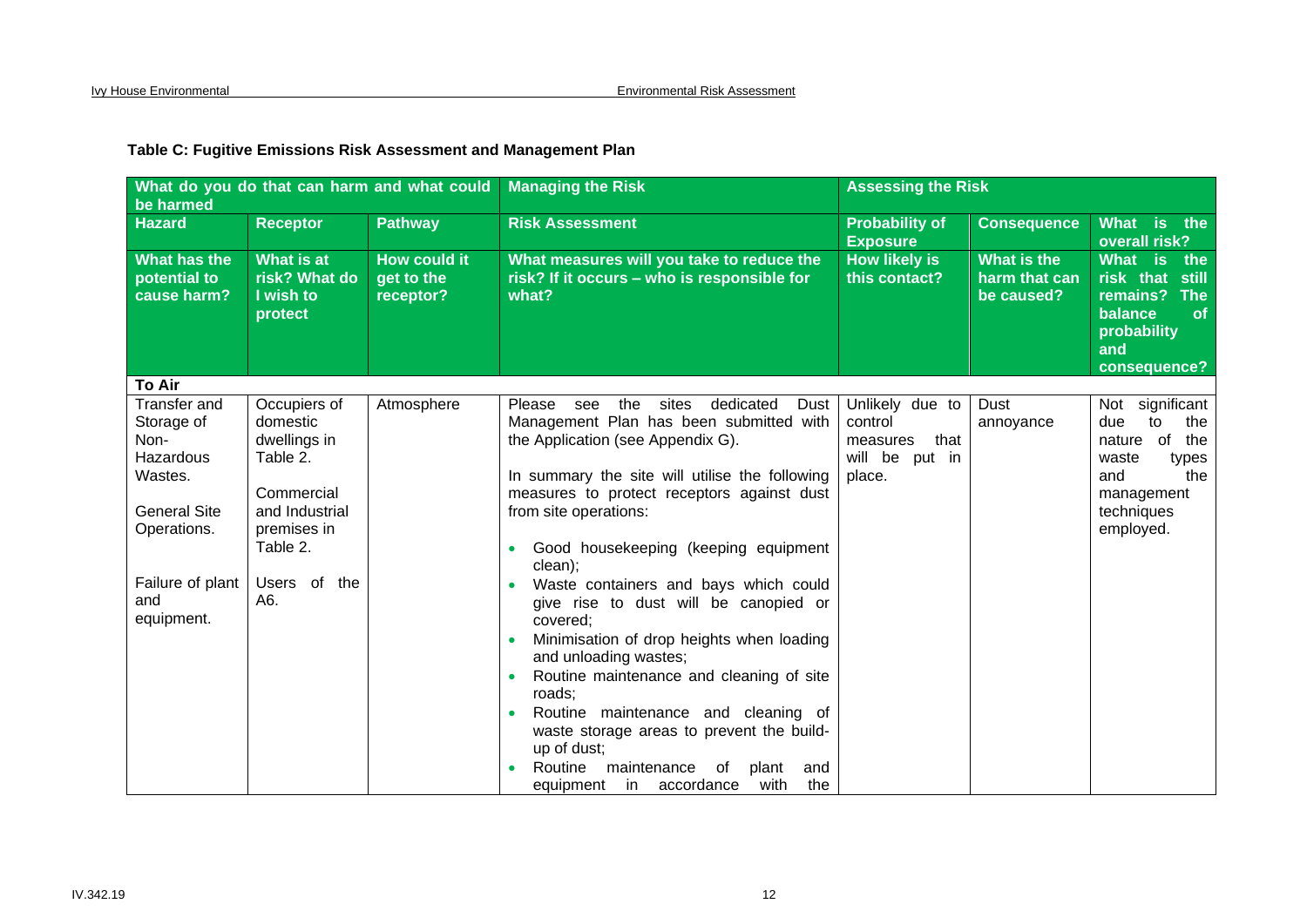**Table C: Fugitive Emissions Risk Assessment and Management Plan**

| What do you do that can harm and what could be harmed | | | Managing the Risk | Assessing the Risk | | |
|---|---|---|---|---|---|---|
| **Hazard** | **Receptor** | **Pathway** | **Risk Assessment** | **Probability of Exposure** | **Consequence** | **What is the overall risk?** |
| **What has the potential to cause harm?** | **What is at risk? What do I wish to protect** | **How could it get to the receptor?** | **What measures will you take to reduce the risk? If it occurs – who is responsible for what?** | **How likely is this contact?** | **What is the harm that can be caused?** | **What is the risk that still remains? The balance of probability and consequence?** |
| **To Air** | | | | | | |
| Transfer and Storage of Non-Hazardous Wastes.<br><br>General Site Operations.<br><br>Failure of plant and equipment. | Occupiers of domestic dwellings in Table 2.<br><br>Commercial and Industrial premises in Table 2.<br><br>Users of the A6. | Atmosphere | Please see the sites dedicated Dust Management Plan has been submitted with the Application (see Appendix G).<br><br>In summary the site will utilise the following measures to protect receptors against dust from site operations:<br><br>• Good housekeeping (keeping equipment clean);<br>• Waste containers and bays which could give rise to dust will be canopied or covered;<br>• Minimisation of drop heights when loading and unloading wastes;<br>• Routine maintenance and cleaning of site roads;<br>• Routine maintenance and cleaning of waste storage areas to prevent the build-up of dust;<br>• Routine maintenance of plant and equipment in accordance with the | Unlikely due to control measures that will be put in place. | Dust annoyance | Not significant due to the nature of the waste types and the management techniques employed. |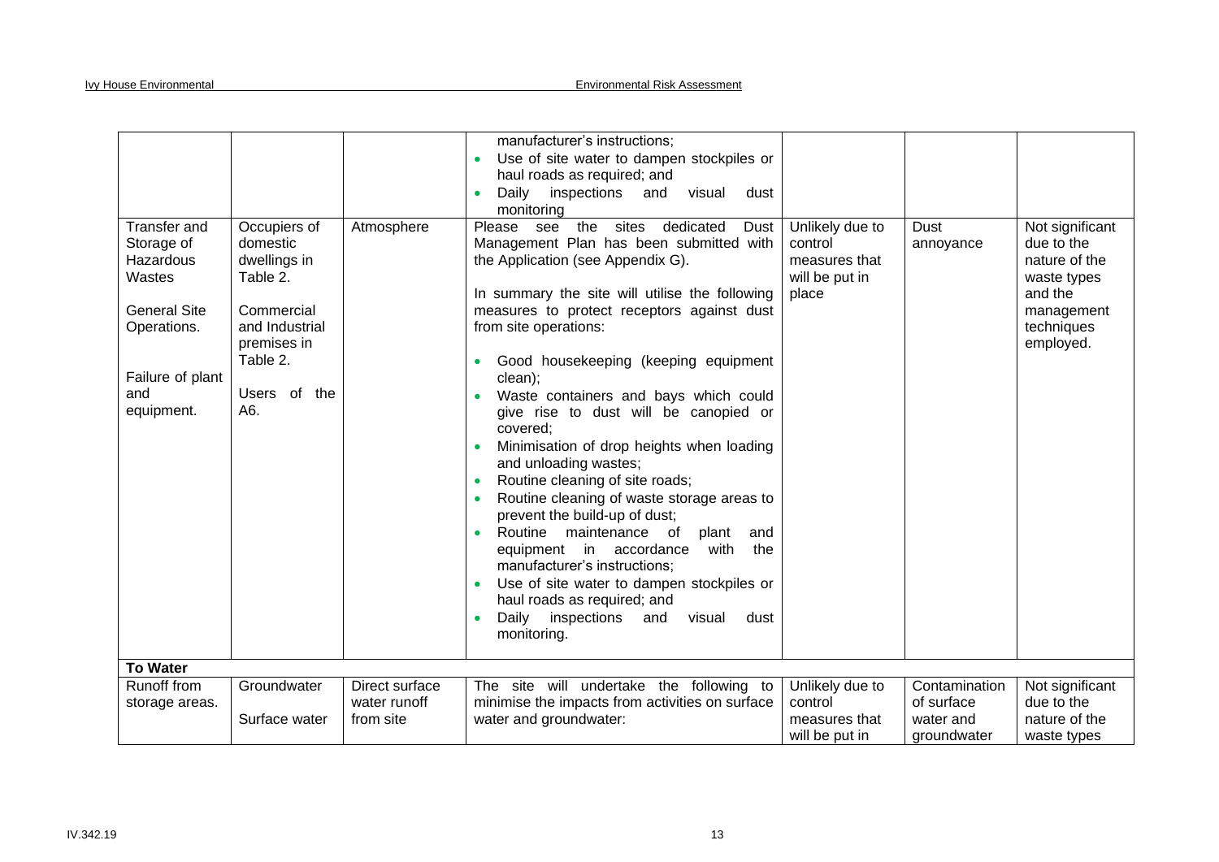| | | | | | | |
|---|---|---|---|---|---|---|
| | | | manufacturer's instructions;<br>• Use of site water to dampen stockpiles or haul roads as required; and<br>• Daily inspections and visual dust monitoring | | | |
| Transfer and Storage of Hazardous Wastes<br><br>General Site Operations.<br><br>Failure of plant and equipment. | Occupiers of domestic dwellings in Table 2.<br><br>Commercial and Industrial premises in Table 2.<br><br>Users of the A6. | Atmosphere | Please see the sites dedicated Dust Management Plan has been submitted with the Application (see Appendix G).<br><br>In summary the site will utilise the following measures to protect receptors against dust from site operations:<br><br>• Good housekeeping (keeping equipment clean);<br>• Waste containers and bays which could give rise to dust will be canopied or covered;<br>• Minimisation of drop heights when loading and unloading wastes;<br>• Routine cleaning of site roads;<br>• Routine cleaning of waste storage areas to prevent the build-up of dust;<br>• Routine maintenance of plant and equipment in accordance with the manufacturer's instructions;<br>• Use of site water to dampen stockpiles or haul roads as required; and<br>• Daily inspections and visual dust monitoring. | Unlikely due to control measures that will be put in place | Dust annoyance | Not significant due to the nature of the waste types and the management techniques employed. |
| **To Water** | | | | | | |
| Runoff from storage areas. | Groundwater<br><br>Surface water | Direct surface water runoff from site | The site will undertake the following to minimise the impacts from activities on surface water and groundwater: | Unlikely due to control measures that will be put in | Contamination of surface water and groundwater | Not significant due to the nature of the waste types |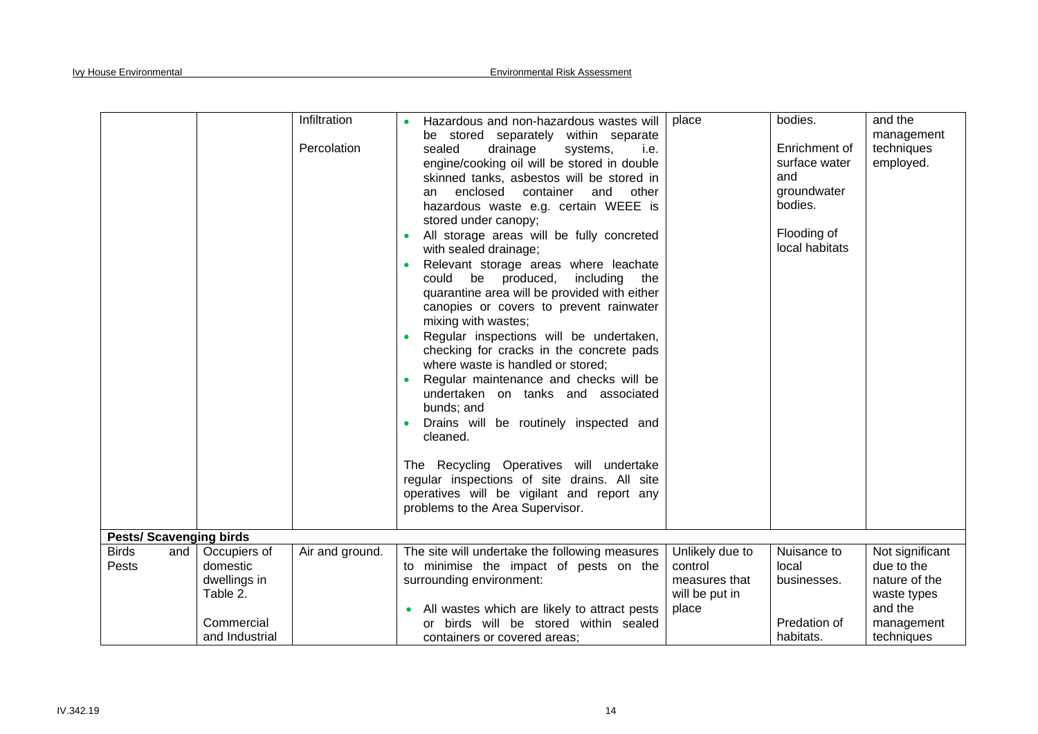| | | | | | | |
|---|---|---|---|---|---|---|
| | | Infiltration<br><br>Percolation | • Hazardous and non-hazardous wastes will be stored separately within separate sealed drainage systems, i.e. engine/cooking oil will be stored in double skinned tanks, asbestos will be stored in an enclosed container and other hazardous waste e.g. certain WEEE is stored under canopy;<br>• All storage areas will be fully concreted with sealed drainage;<br>• Relevant storage areas where leachate could be produced, including the quarantine area will be provided with either canopies or covers to prevent rainwater mixing with wastes;<br>• Regular inspections will be undertaken, checking for cracks in the concrete pads where waste is handled or stored;<br>• Regular maintenance and checks will be undertaken on tanks and associated bunds; and<br>• Drains will be routinely inspected and cleaned.<br><br>The Recycling Operatives will undertake regular inspections of site drains. All site operatives will be vigilant and report any problems to the Area Supervisor. | place | bodies.<br><br>Enrichment of surface water and groundwater bodies.<br><br>Flooding of local habitats | and the management techniques employed. |
| **Pests/ Scavenging birds** | | | | | | |
| Birds and Pests | Occupiers of domestic dwellings in Table 2.<br><br>Commercial and Industrial | Air and ground. | The site will undertake the following measures to minimise the impact of pests on the surrounding environment:<br><br>• All wastes which are likely to attract pests or birds will be stored within sealed containers or covered areas; | Unlikely due to control measures that will be put in place | Nuisance to local businesses.<br><br>Predation of habitats. | Not significant due to the nature of the waste types and the management techniques |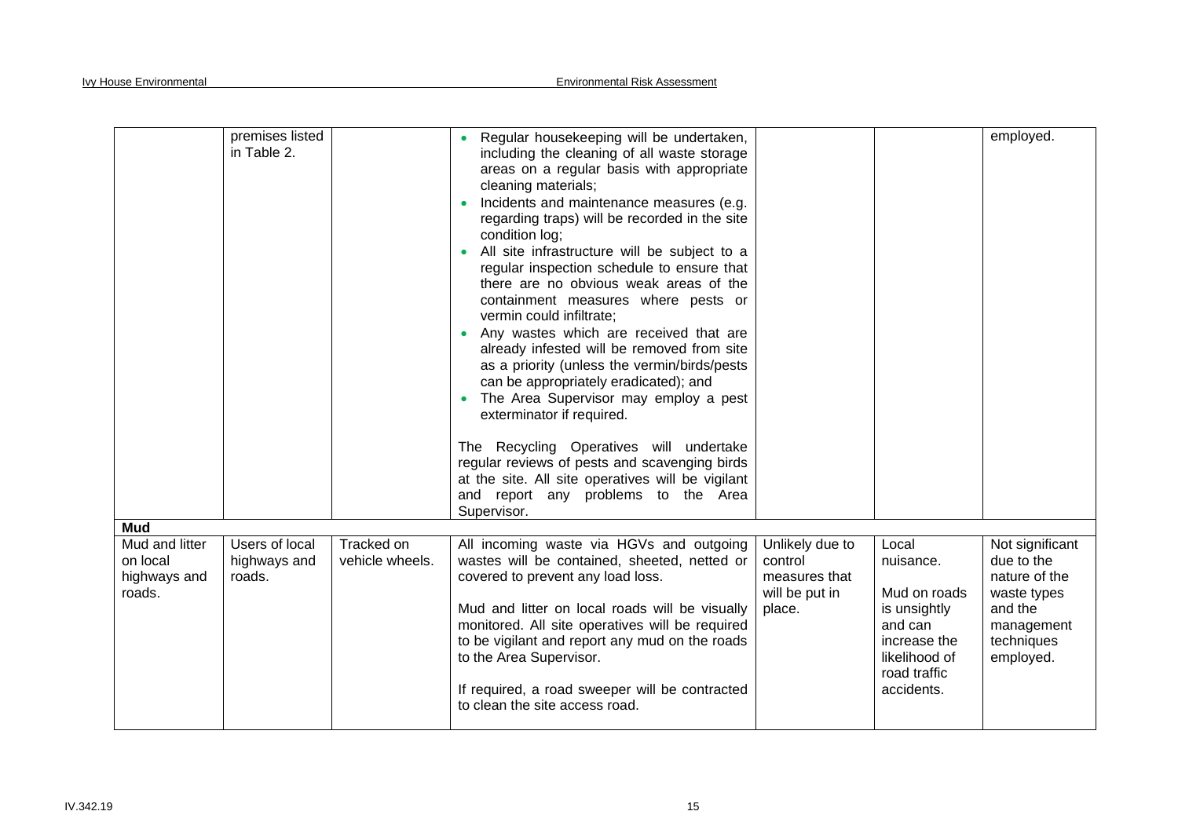| | | | | | | |
|---|---|---|---|---|---|---|
| | premises listed in Table 2. | | • Regular housekeeping will be undertaken, including the cleaning of all waste storage areas on a regular basis with appropriate cleaning materials;<br>• Incidents and maintenance measures (e.g. regarding traps) will be recorded in the site condition log;<br>• All site infrastructure will be subject to a regular inspection schedule to ensure that there are no obvious weak areas of the containment measures where pests or vermin could infiltrate;<br>• Any wastes which are received that are already infested will be removed from site as a priority (unless the vermin/birds/pests can be appropriately eradicated); and<br>• The Area Supervisor may employ a pest exterminator if required.<br><br>The Recycling Operatives will undertake regular reviews of pests and scavenging birds at the site. All site operatives will be vigilant and report any problems to the Area Supervisor. | | | employed. |
| **Mud** | | | | | | |
| Mud and litter on local highways and roads. | Users of local highways and roads. | Tracked on vehicle wheels. | All incoming waste via HGVs and outgoing wastes will be contained, sheeted, netted or covered to prevent any load loss.<br><br>Mud and litter on local roads will be visually monitored. All site operatives will be required to be vigilant and report any mud on the roads to the Area Supervisor.<br><br>If required, a road sweeper will be contracted to clean the site access road. | Unlikely due to control measures that will be put in place. | Local nuisance.<br><br>Mud on roads is unsightly and can increase the likelihood of road traffic accidents. | Not significant due to the nature of the waste types and the management techniques employed. |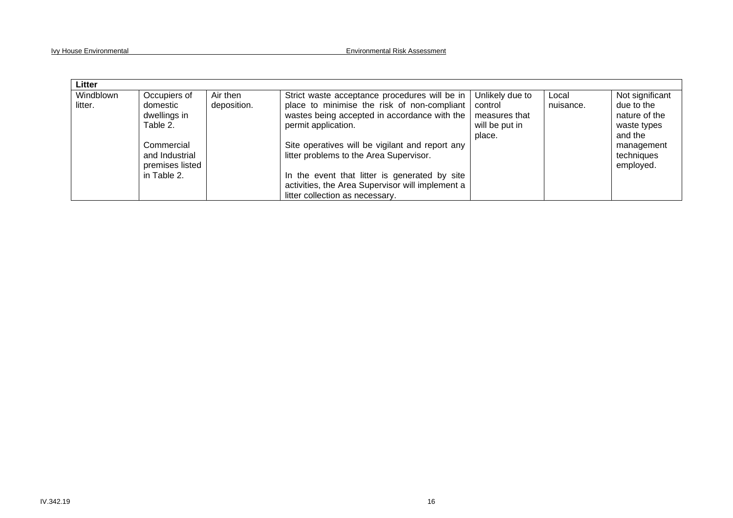| Litter | | | | | | |
|---|---|---|---|---|---|---|
| Windblown litter. | Occupiers of domestic dwellings in Table 2.<br><br>Commercial and Industrial premises listed in Table 2. | Air then deposition. | Strict waste acceptance procedures will be in place to minimise the risk of non-compliant wastes being accepted in accordance with the permit application.<br><br>Site operatives will be vigilant and report any litter problems to the Area Supervisor.<br><br>In the event that litter is generated by site activities, the Area Supervisor will implement a litter collection as necessary. | Unlikely due to control measures that will be put in place. | Local nuisance. | Not significant due to the nature of the waste types and the management techniques employed. |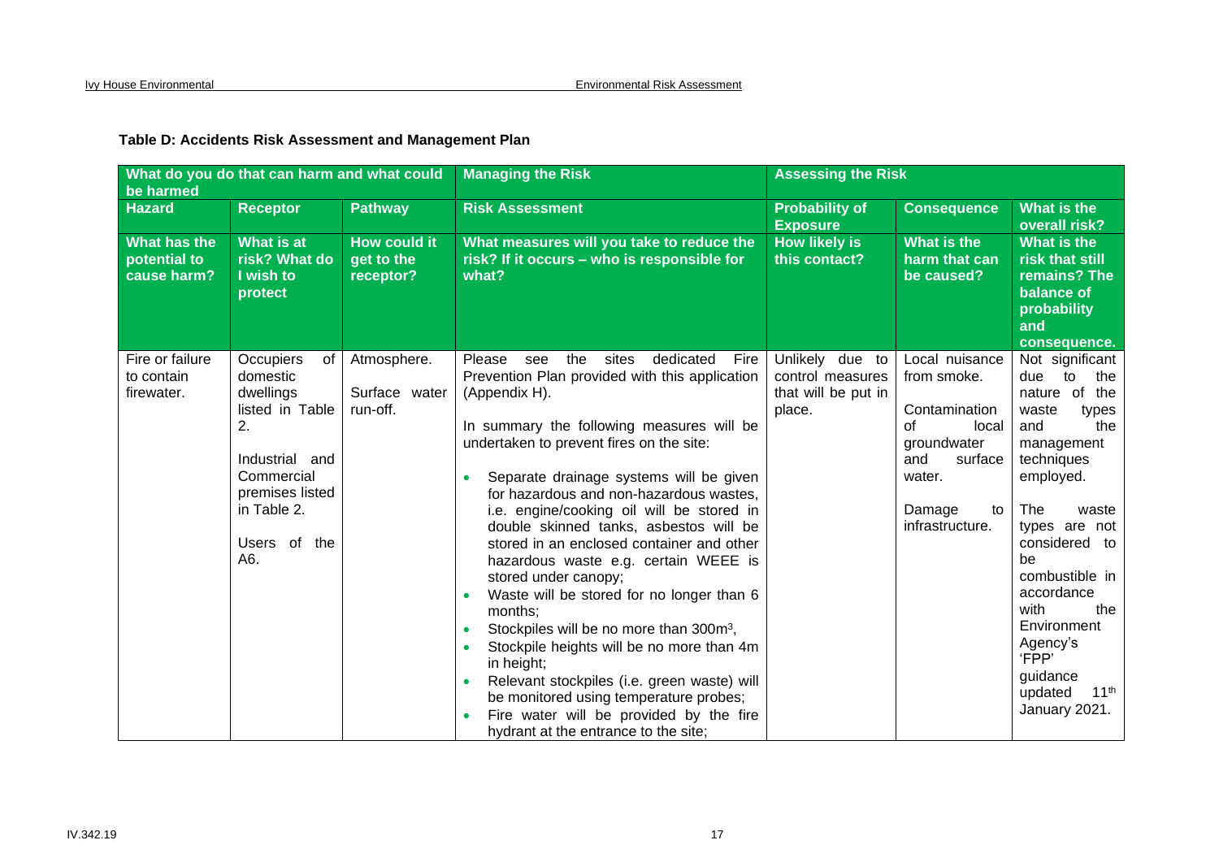**Table D: Accidents Risk Assessment and Management Plan**

| What do you do that can harm and what could be harmed | | | Managing the Risk | Assessing the Risk | | |
|---|---|---|---|---|---|---|
| **Hazard** | **Receptor** | **Pathway** | **Risk Assessment** | **Probability of Exposure** | **Consequence** | **What is the overall risk?** |
| **What has the potential to cause harm?** | **What is at risk? What do I wish to protect** | **How could it get to the receptor?** | **What measures will you take to reduce the risk? If it occurs – who is responsible for what?** | **How likely is this contact?** | **What is the harm that can be caused?** | **What is the risk that still remains? The balance of probability and consequence.** |
| Fire or failure to contain firewater. | Occupiers of domestic dwellings listed in Table 2.<br><br>Industrial and Commercial premises listed in Table 2.<br><br>Users of the A6. | Atmosphere.<br><br>Surface water run-off. | Please see the sites dedicated Fire Prevention Plan provided with this application (Appendix H).<br><br>In summary the following measures will be undertaken to prevent fires on the site:<br><br>• Separate drainage systems will be given for hazardous and non-hazardous wastes, i.e. engine/cooking oil will be stored in double skinned tanks, asbestos will be stored in an enclosed container and other hazardous waste e.g. certain WEEE is stored under canopy;<br>• Waste will be stored for no longer than 6 months;<br>• Stockpiles will be no more than 300m$^3$,<br>• Stockpile heights will be no more than 4m in height;<br>• Relevant stockpiles (i.e. green waste) will be monitored using temperature probes;<br>• Fire water will be provided by the fire hydrant at the entrance to the site; | Unlikely due to control measures that will be put in place. | Local nuisance from smoke.<br><br>Contamination of local groundwater and surface water.<br><br>Damage to infrastructure. | Not significant due to the nature of the waste types and the management techniques employed.<br><br>The waste types are not considered to be combustible in accordance with the Environment Agency's 'FPP' guidance updated 11th January 2021. |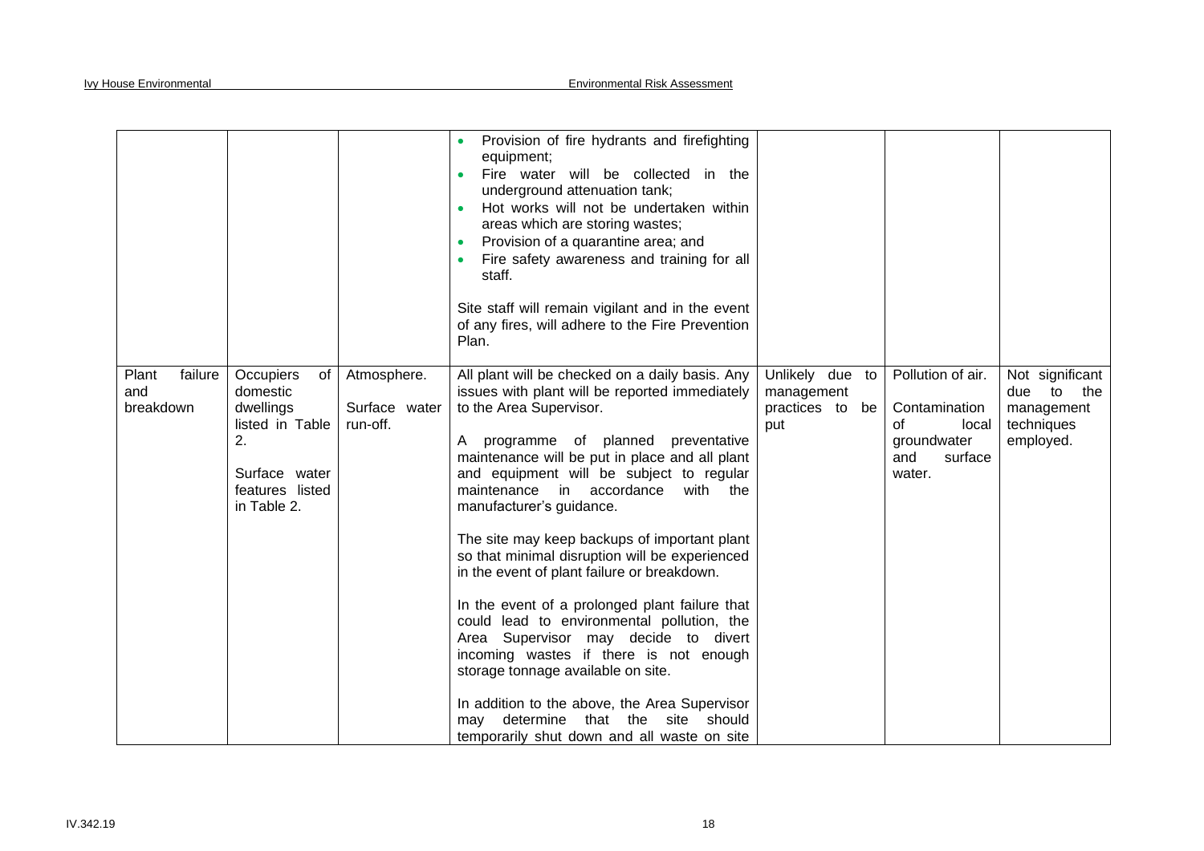| | | | | | | |
|---|---|---|---|---|---|---|
| | | | • Provision of fire hydrants and firefighting equipment;<br>• Fire water will be collected in the underground attenuation tank;<br>• Hot works will not be undertaken within areas which are storing wastes;<br>• Provision of a quarantine area; and<br>• Fire safety awareness and training for all staff.<br><br>Site staff will remain vigilant and in the event of any fires, will adhere to the Fire Prevention Plan. | | | |
| Plant failure and breakdown | Occupiers of domestic dwellings listed in Table 2.<br><br>Surface water features listed in Table 2. | Atmosphere.<br><br>Surface water run-off. | All plant will be checked on a daily basis. Any issues with plant will be reported immediately to the Area Supervisor.<br><br>A programme of planned preventative maintenance will be put in place and all plant and equipment will be subject to regular maintenance in accordance with the manufacturer's guidance.<br><br>The site may keep backups of important plant so that minimal disruption will be experienced in the event of plant failure or breakdown.<br><br>In the event of a prolonged plant failure that could lead to environmental pollution, the Area Supervisor may decide to divert incoming wastes if there is not enough storage tonnage available on site.<br><br>In addition to the above, the Area Supervisor may determine that the site should temporarily shut down and all waste on site | Unlikely due to management practices to be put | Pollution of air.<br><br>Contamination of local groundwater and surface water. | Not significant due to the management techniques employed. |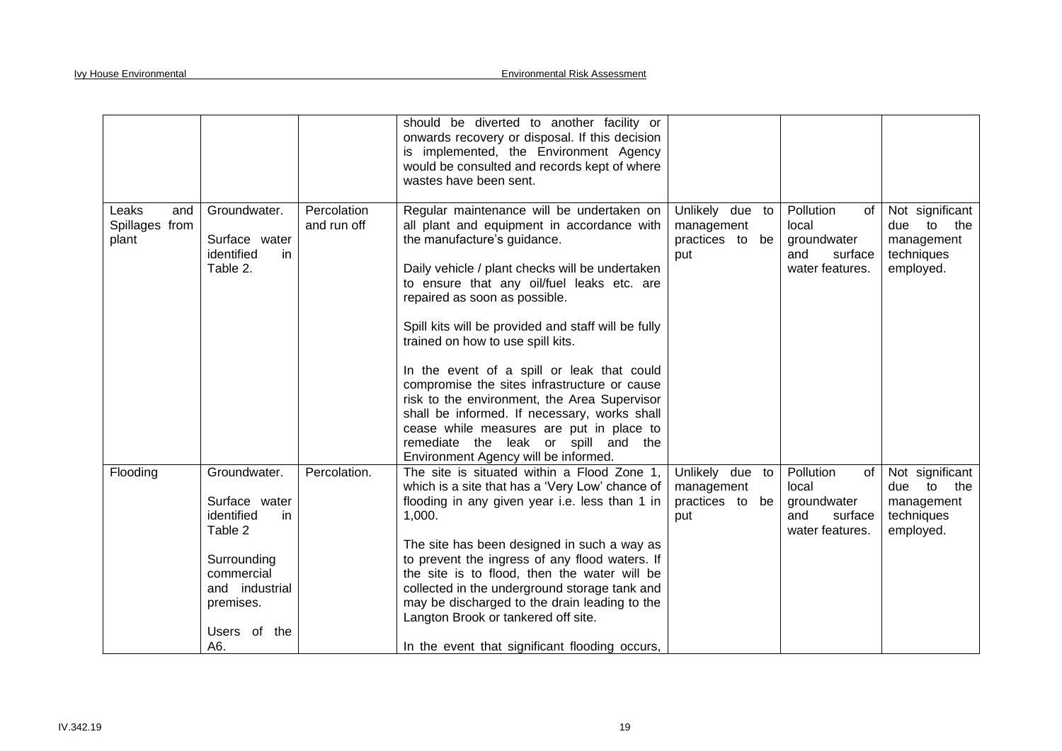| | | | | | | |
|---|---|---|---|---|---|---|
| | | | should be diverted to another facility or onwards recovery or disposal. If this decision is implemented, the Environment Agency would be consulted and records kept of where wastes have been sent. | | | |
| Leaks and Spillages from plant | Groundwater.<br><br>Surface water identified in Table 2. | Percolation and run off | Regular maintenance will be undertaken on all plant and equipment in accordance with the manufacture's guidance.<br><br>Daily vehicle / plant checks will be undertaken to ensure that any oil/fuel leaks etc. are repaired as soon as possible.<br><br>Spill kits will be provided and staff will be fully trained on how to use spill kits.<br><br>In the event of a spill or leak that could compromise the sites infrastructure or cause risk to the environment, the Area Supervisor shall be informed. If necessary, works shall cease while measures are put in place to remediate the leak or spill and the Environment Agency will be informed. | Unlikely due to management practices to be put | Pollution of local groundwater and surface water features. | Not significant due to the management techniques employed. |
| Flooding | Groundwater.<br><br>Surface water identified in Table 2<br><br>Surrounding commercial and industrial premises.<br><br>Users of the A6. | Percolation. | The site is situated within a Flood Zone 1, which is a site that has a 'Very Low' chance of flooding in any given year i.e. less than 1 in 1,000.<br><br>The site has been designed in such a way as to prevent the ingress of any flood waters. If the site is to flood, then the water will be collected in the underground storage tank and may be discharged to the drain leading to the Langton Brook or tankered off site.<br><br>In the event that significant flooding occurs, | Unlikely due to management practices to be put | Pollution of local groundwater and surface water features. | Not significant due to the management techniques employed. |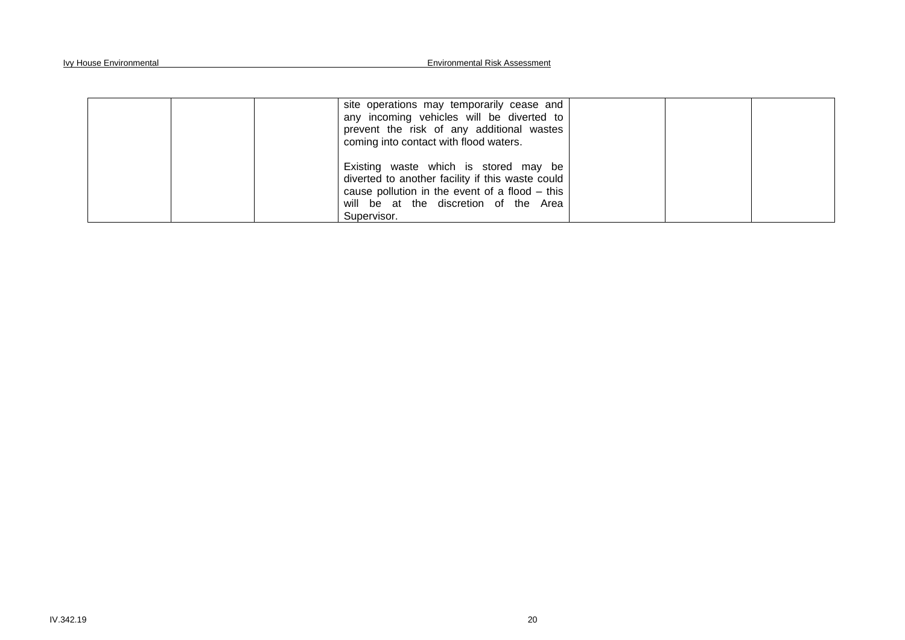| | | | | | | |
|---|---|---|---|---|---|---|
| | | | site operations may temporarily cease and any incoming vehicles will be diverted to prevent the risk of any additional wastes coming into contact with flood waters.<br><br>Existing waste which is stored may be diverted to another facility if this waste could cause pollution in the event of a flood – this will be at the discretion of the Area Supervisor. | | | |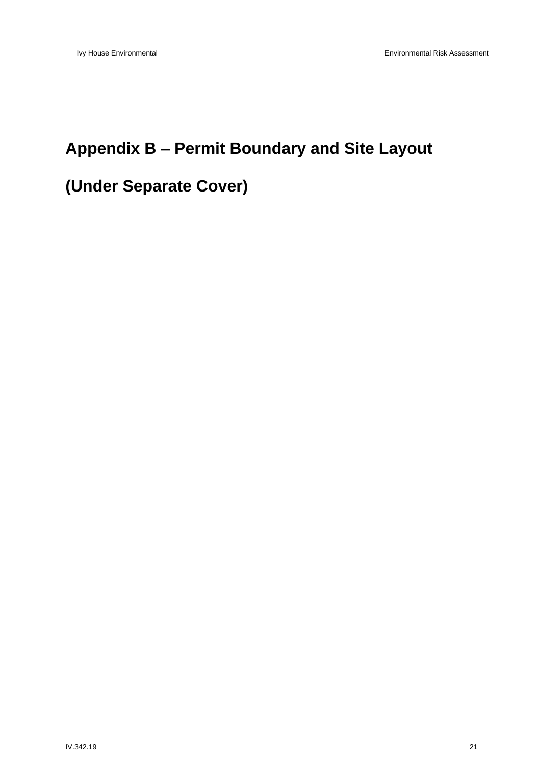# Appendix B – Permit Boundary and Site Layout

# (Under Separate Cover)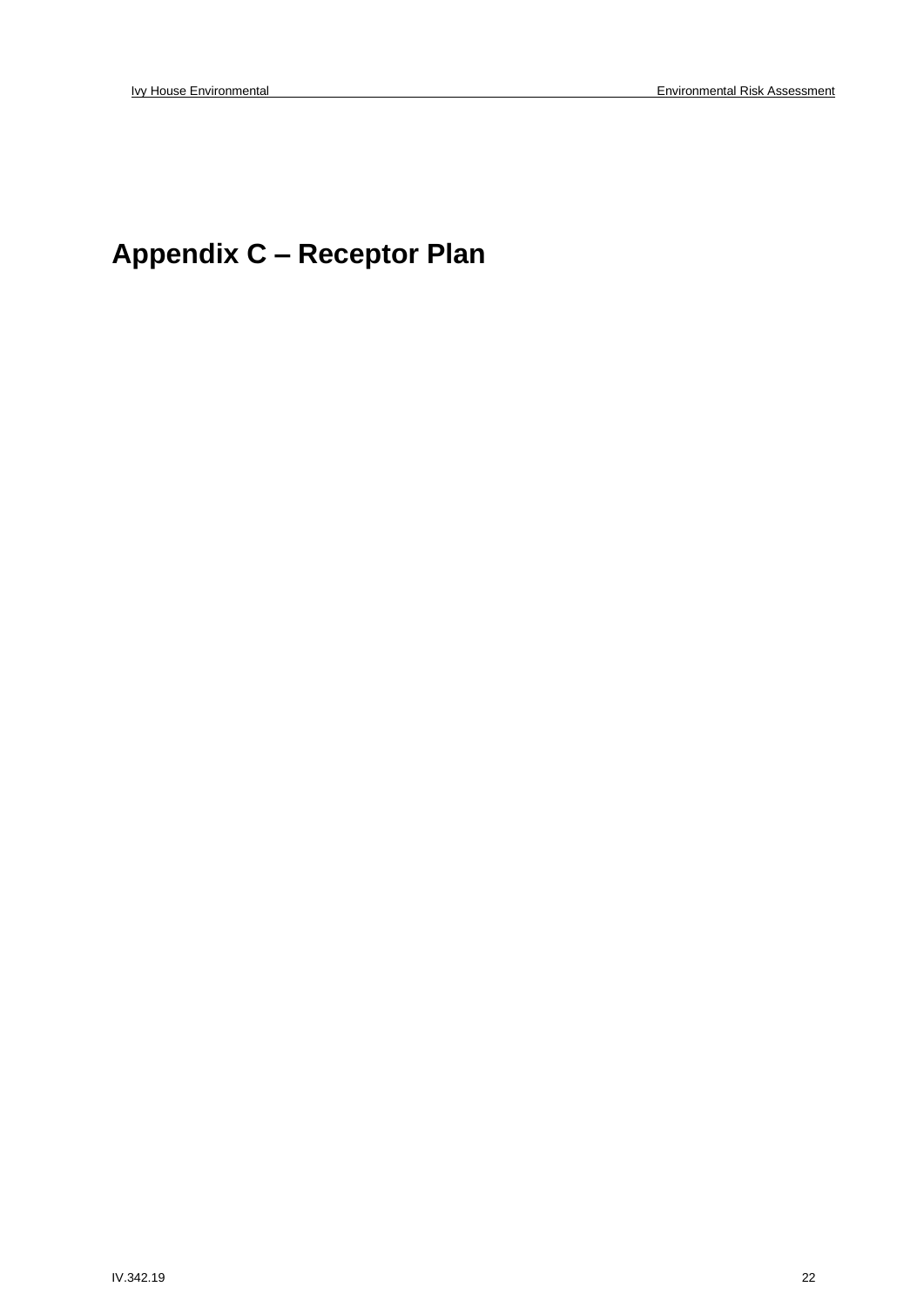# Appendix C – Receptor Plan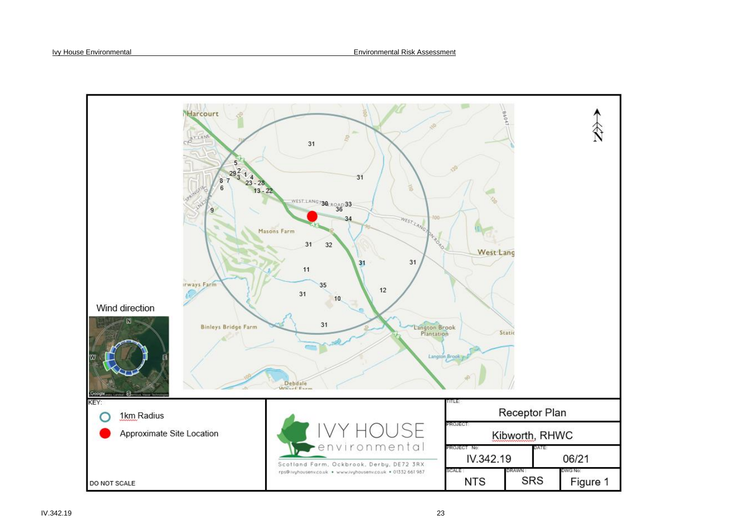Wind direction

KEY:

- 1km Radius
- Approximate Site Location

DO NOT SCALE

IVY HOUSE environmental

Scotland Farm, Ockbrook, Derby, DE72 3RX

rps@ivyhousenv.co.uk • www.ivyhousenv.co.uk • 01332 661 987

| TITLE: | | |
|---|---|---|
| Receptor Plan | | |
| PROJECT: | | |
| Kibworth, RHWC | | |
| PROJECT No: | DATE: | |
| IV.342.19 | 06/21 | |
| SCALE: | DRAWN: | DWG No: |
| NTS | SRS | Figure 1 |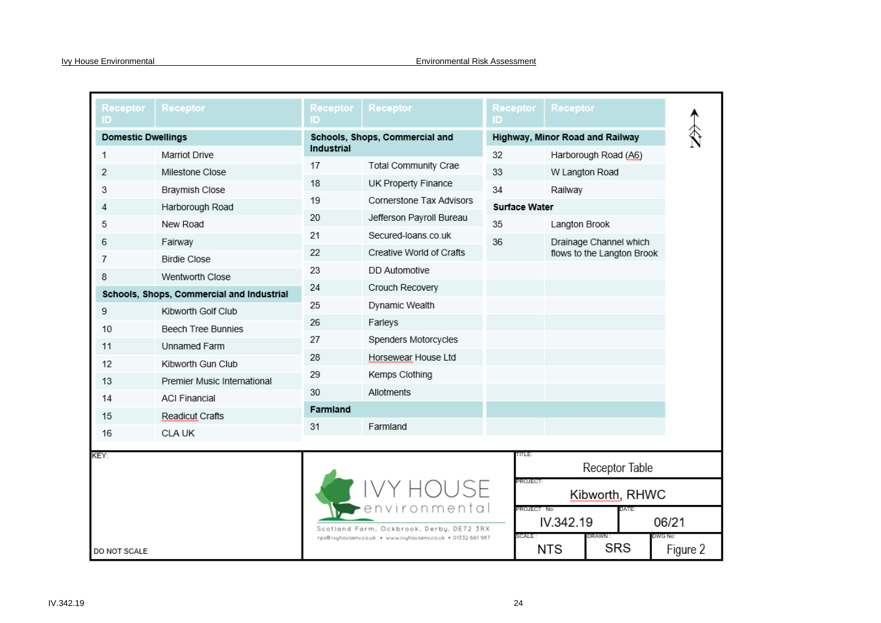| Receptor ID | Receptor |
|---|---|
| **Domestic Dwellings** | |
| 1 | Marriot Drive |
| 2 | Milestone Close |
| 3 | Braymish Close |
| 4 | Harborough Road |
| 5 | New Road |
| 6 | Fairway |
| 7 | Birdie Close |
| 8 | Wentworth Close |
| **Schools, Shops, Commercial and Industrial** | |
| 9 | Kibworth Golf Club |
| 10 | Beech Tree Bunnies |
| 11 | Unnamed Farm |
| 12 | Kibworth Gun Club |
| 13 | Premier Music International |
| 14 | ACI Financial |
| 15 | Readicut Crafts |
| 16 | CLA UK |

| Receptor ID | Receptor |
|---|---|
| **Schools, Shops, Commercial and Industrial** | |
| 17 | Total Community Crae |
| 18 | UK Property Finance |
| 19 | Cornerstone Tax Advisors |
| 20 | Jefferson Payroll Bureau |
| 21 | Secured-loans.co.uk |
| 22 | Creative World of Crafts |
| 23 | DD Automotive |
| 24 | Crouch Recovery |
| 25 | Dynamic Wealth |
| 26 | Farleys |
| 27 | Spenders Motorcycles |
| 28 | Horsewear House Ltd |
| 29 | Kemps Clothing |
| 30 | Allotments |
| **Farmland** | |
| 31 | Farmland |

| Receptor ID | Receptor |
|---|---|
| **Highway, Minor Road and Railway** | |
| 32 | Harborough Road (A6) |
| 33 | W Langton Road |
| 34 | Railway |
| **Surface Water** | |
| 35 | Langton Brook |
| 36 | Drainage Channel which flows to the Langton Brook |

N

KEY:

DO NOT SCALE

IVY HOUSE environmental

Scotland Farm, Ockbrook, Derby, DE72 3RX

rps@ivyhousenv.co.uk • www.ivyhousenv.co.uk • 01332 661 987

| | | | |
|---|---|---|---|
| TITLE: Receptor Table | | | |
| PROJECT: Kibworth, RHWC | | | |
| PROJECT No: IV.342.19 | | DATE: 06/21 | |
| SCALE: NTS | DRAWN: SRS | DWG No: Figure 2 | |